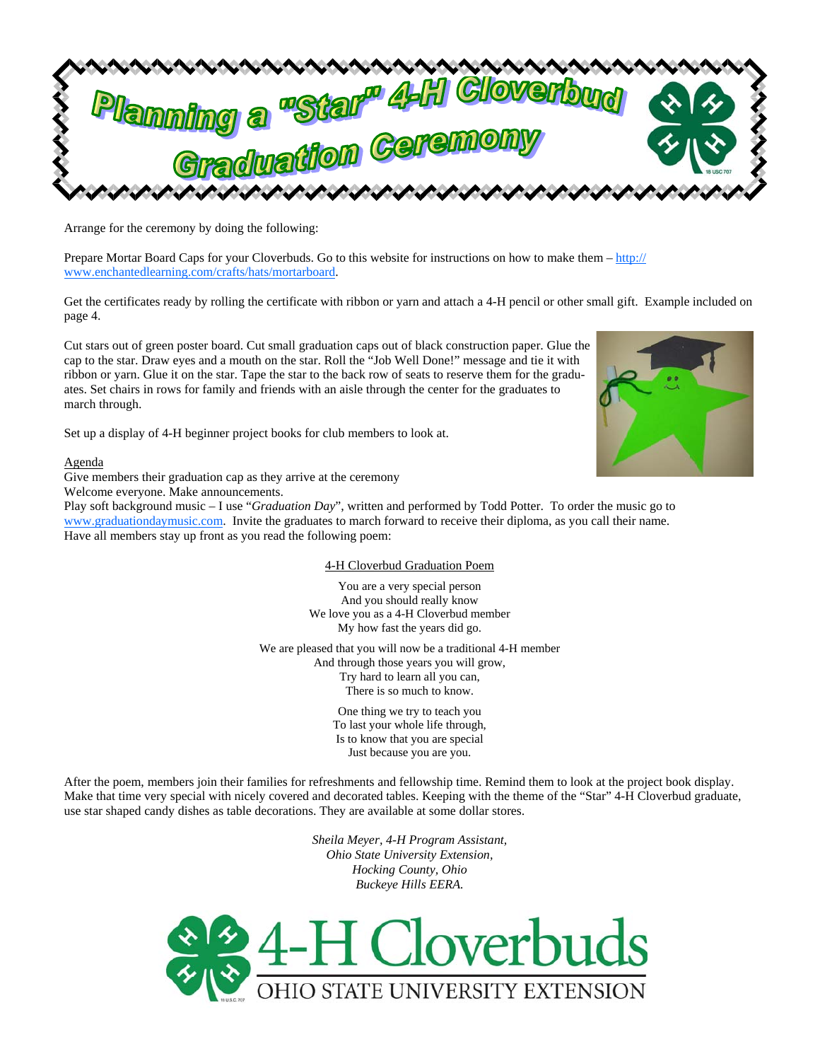# Planning a "Star" 4-H Cloverbud Graduation Ceremony

Arrange for the ceremony by doing the following:

Prepare Mortar Board Caps for your Cloverbuds. Go to this website for instructions on how to make them – http://www.enchantedlearning.com/crafts/hats/mortarboard.

Get the certificates ready by rolling the certificate with ribbon or yarn and attach a 4-H pencil or other small gift. Example included on page 4.

Cut stars out of green poster board. Cut small graduation caps out of black construction paper. Glue the cap to the star. Draw eyes and a mouth on the star. Roll the "Job Well Done!" message and tie it with ribbon or yarn. Glue it on the star. Tape the star to the back row of seats to reserve them for the graduates. Set chairs in rows for family and friends with an aisle through the center for the graduates to march through.

Set up a display of 4-H beginner project books for club members to look at.

Agenda

Give members their graduation cap as they arrive at the ceremony

Welcome everyone. Make announcements.

Play soft background music – I use "*Graduation Day*", written and performed by Todd Potter. To order the music go to www.graduationdaymusic.com. Invite the graduates to march forward to receive their diploma, as you call their name. Have all members stay up front as you read the following poem:

4-H Cloverbud Graduation Poem

You are a very special person
And you should really know
We love you as a 4-H Cloverbud member
My how fast the years did go.

We are pleased that you will now be a traditional 4-H member
And through those years you will grow,
Try hard to learn all you can,
There is so much to know.

One thing we try to teach you
To last your whole life through,
Is to know that you are special
Just because you are you.

After the poem, members join their families for refreshments and fellowship time. Remind them to look at the project book display. Make that time very special with nicely covered and decorated tables. Keeping with the theme of the "Star" 4-H Cloverbud graduate, use star shaped candy dishes as table decorations. They are available at some dollar stores.

*Sheila Meyer, 4-H Program Assistant,*
*Ohio State University Extension,*
*Hocking County, Ohio*
*Buckeye Hills EERA.*

4-H Cloverbuds
OHIO STATE UNIVERSITY EXTENSION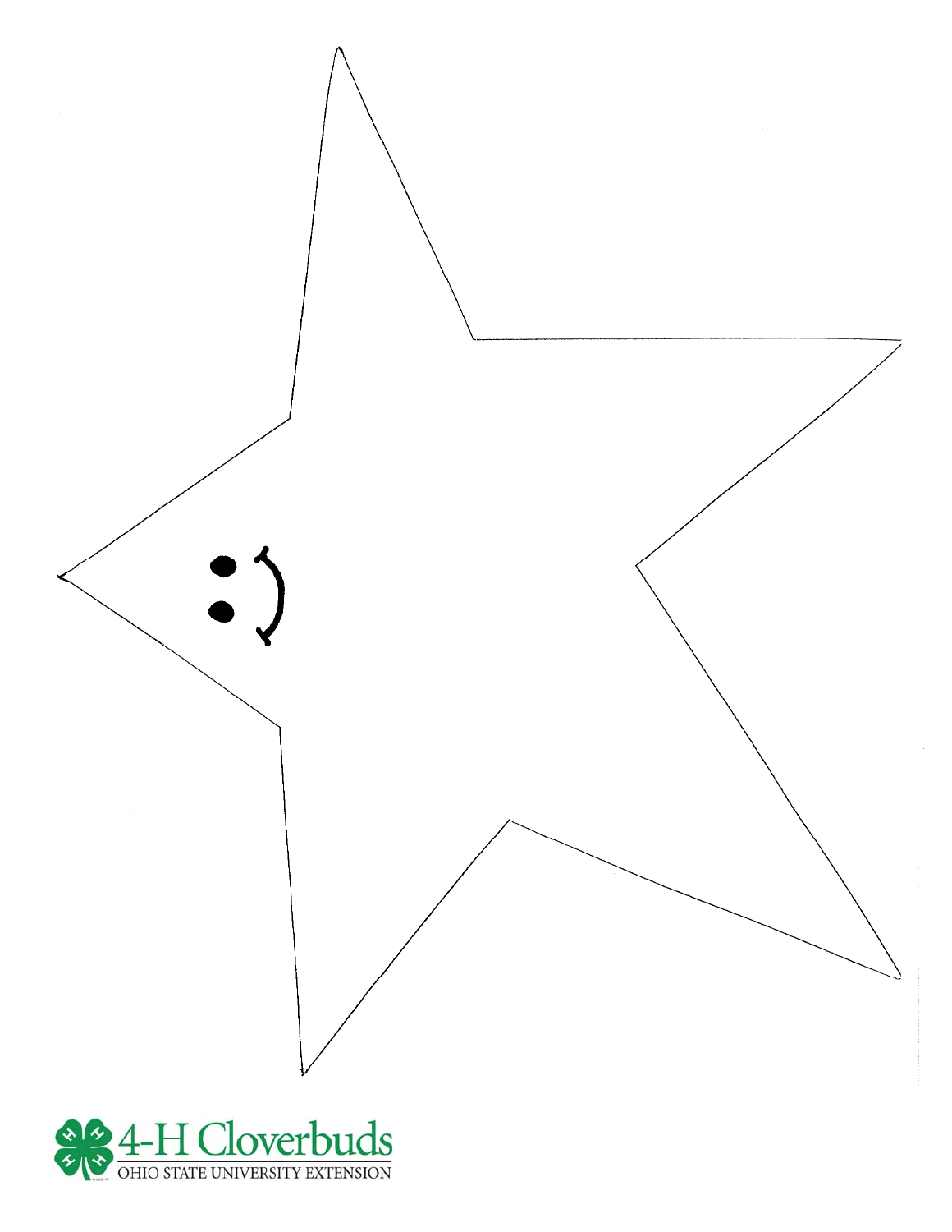4-H Cloverbuds

OHIO STATE UNIVERSITY EXTENSION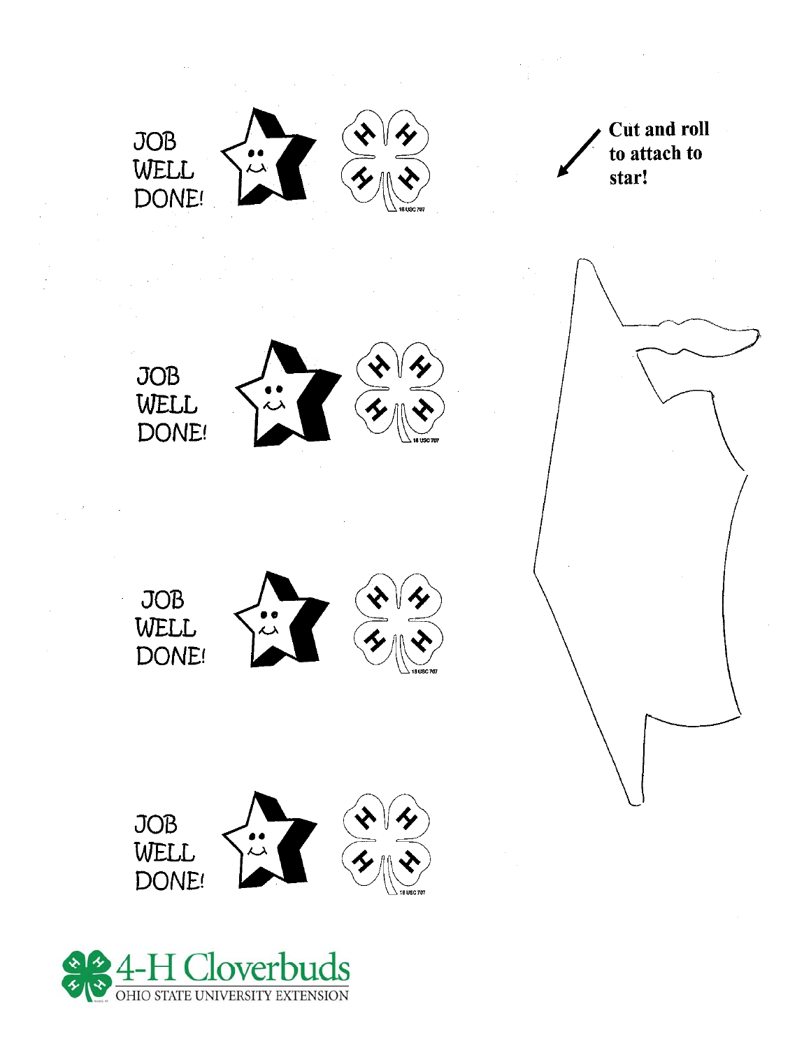JOB WELL DONE!

Cut and roll to attach to star!

JOB WELL DONE!

JOB WELL DONE!

JOB WELL DONE!

4-H Cloverbuds
OHIO STATE UNIVERSITY EXTENSION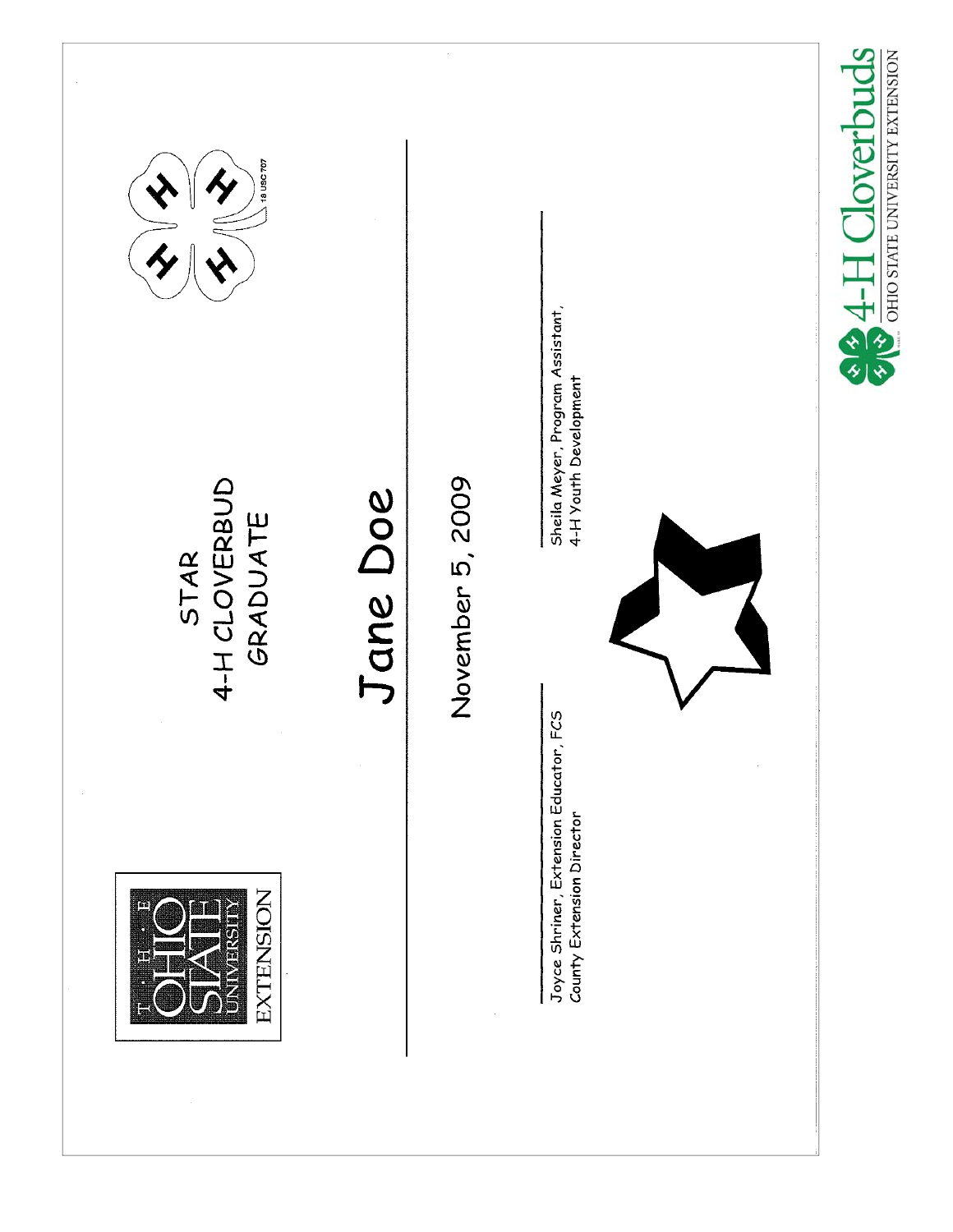THE OHIO STATE UNIVERSITY EXTENSION

STAR
4-H CLOVERBUD
GRADUATE

# Jane Doe

November 5, 2009

Joyce Shriner, Extension Educator, FCS
County Extension Director

Sheila Meyer, Program Assistant,
4-H Youth Development

18 USC 707

4-H Cloverbuds
OHIO STATE UNIVERSITY EXTENSION